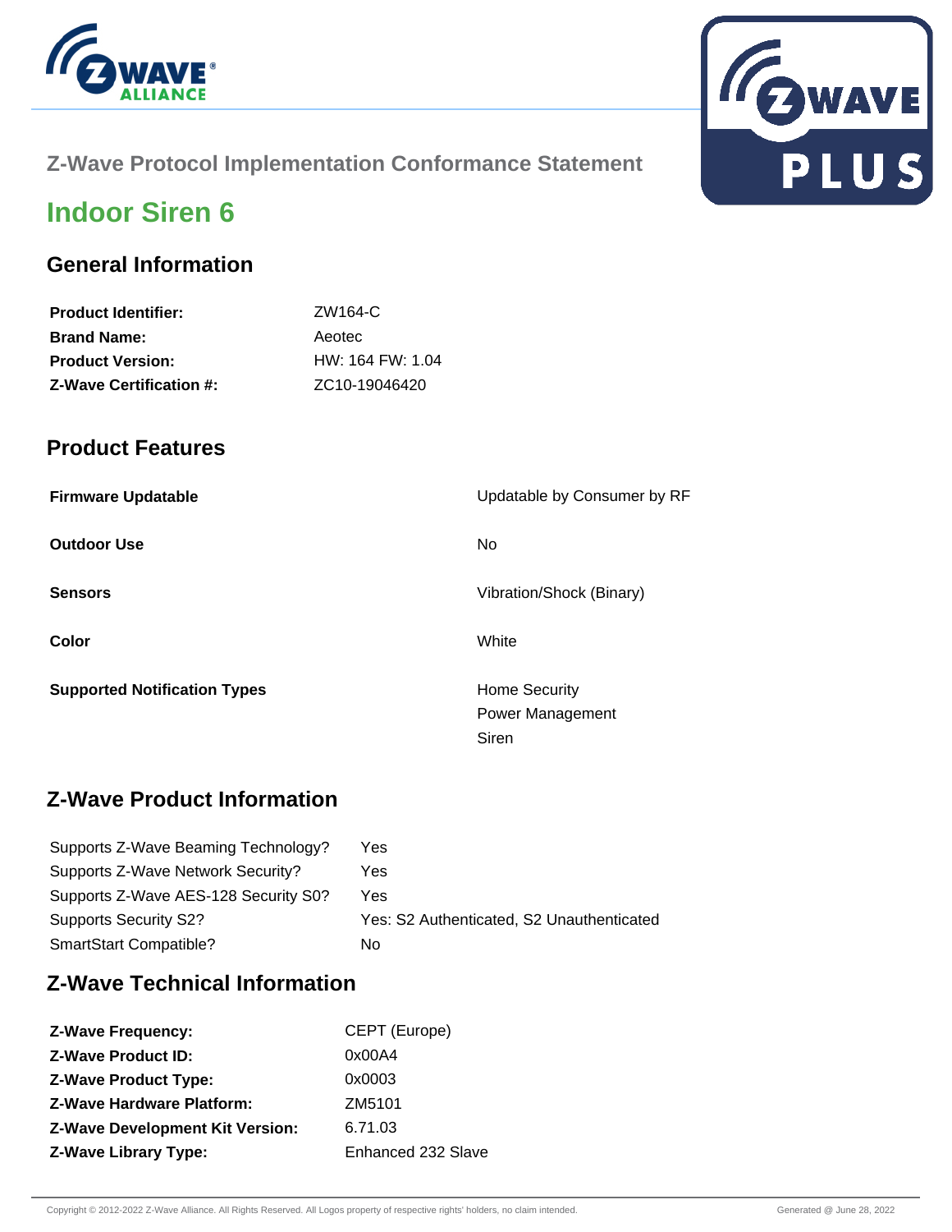Z-Wave Protocol Implementation Conformance Statement

# Indoor Siren 6

## General Information

| | |
|---|---|
| **Product Identifier:** | ZW164-C |
| **Brand Name:** | Aeotec |
| **Product Version:** | HW: 164 FW: 1.04 |
| **Z-Wave Certification #:** | ZC10-19046420 |

## Product Features

| | |
|---|---|
| **Firmware Updatable** | Updatable by Consumer by RF |
| **Outdoor Use** | No |
| **Sensors** | Vibration/Shock (Binary) |
| **Color** | White |
| **Supported Notification Types** | Home Security<br>Power Management<br>Siren |

## Z-Wave Product Information

| | |
|---|---|
| Supports Z-Wave Beaming Technology? | Yes |
| Supports Z-Wave Network Security? | Yes |
| Supports Z-Wave AES-128 Security S0? | Yes |
| Supports Security S2? | Yes: S2 Authenticated, S2 Unauthenticated |
| SmartStart Compatible? | No |

## Z-Wave Technical Information

| | |
|---|---|
| **Z-Wave Frequency:** | CEPT (Europe) |
| **Z-Wave Product ID:** | 0x00A4 |
| **Z-Wave Product Type:** | 0x0003 |
| **Z-Wave Hardware Platform:** | ZM5101 |
| **Z-Wave Development Kit Version:** | 6.71.03 |
| **Z-Wave Library Type:** | Enhanced 232 Slave |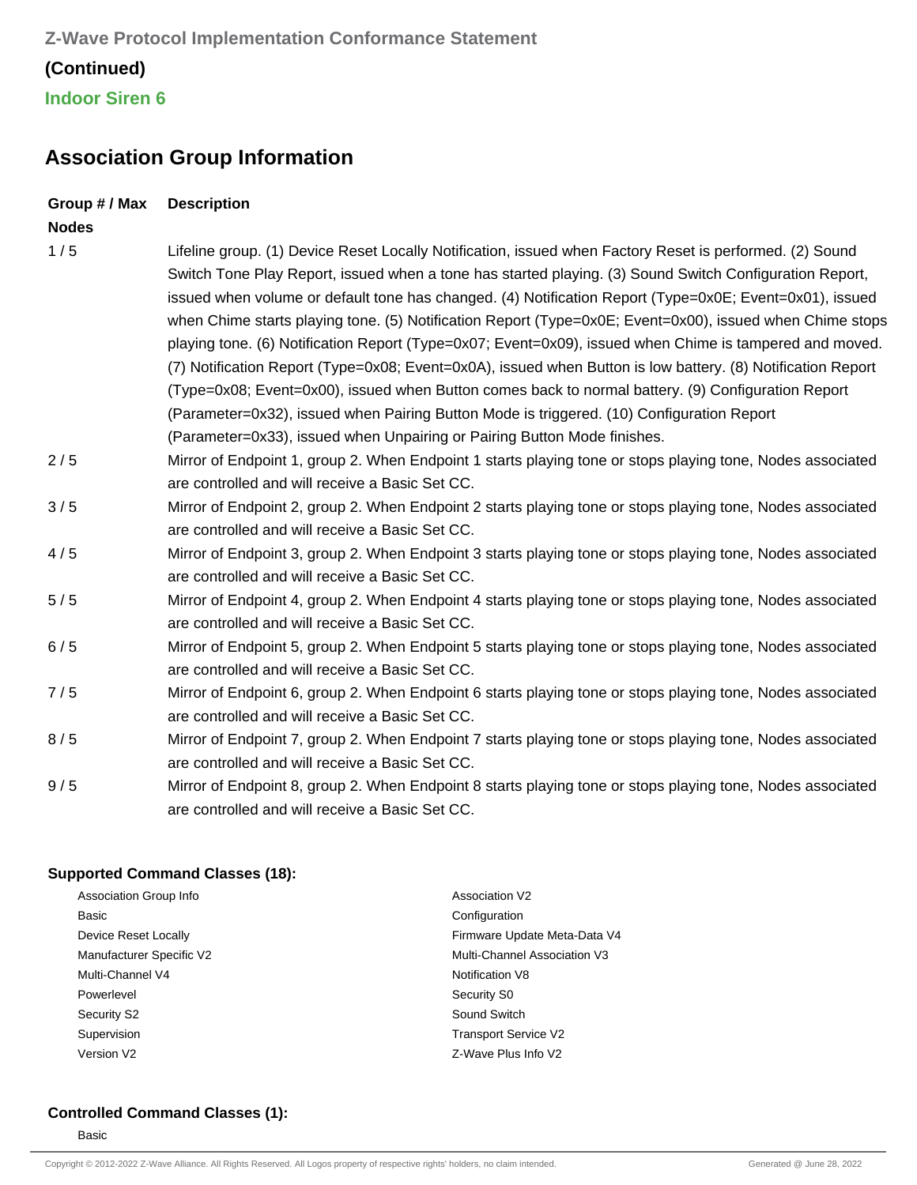## Z-Wave Protocol Implementation Conformance Statement

**(Continued)**

**Indoor Siren 6**

## Association Group Information

| Group # / Max Nodes | Description |
| --- | --- |
| 1 / 5 | Lifeline group. (1) Device Reset Locally Notification, issued when Factory Reset is performed. (2) Sound Switch Tone Play Report, issued when a tone has started playing. (3) Sound Switch Configuration Report, issued when volume or default tone has changed. (4) Notification Report (Type=0x0E; Event=0x01), issued when Chime starts playing tone. (5) Notification Report (Type=0x0E; Event=0x00), issued when Chime stops playing tone. (6) Notification Report (Type=0x07; Event=0x09), issued when Chime is tampered and moved. (7) Notification Report (Type=0x08; Event=0x0A), issued when Button is low battery. (8) Notification Report (Type=0x08; Event=0x00), issued when Button comes back to normal battery. (9) Configuration Report (Parameter=0x32), issued when Pairing Button Mode is triggered. (10) Configuration Report (Parameter=0x33), issued when Unpairing or Pairing Button Mode finishes. |
| 2 / 5 | Mirror of Endpoint 1, group 2. When Endpoint 1 starts playing tone or stops playing tone, Nodes associated are controlled and will receive a Basic Set CC. |
| 3 / 5 | Mirror of Endpoint 2, group 2. When Endpoint 2 starts playing tone or stops playing tone, Nodes associated are controlled and will receive a Basic Set CC. |
| 4 / 5 | Mirror of Endpoint 3, group 2. When Endpoint 3 starts playing tone or stops playing tone, Nodes associated are controlled and will receive a Basic Set CC. |
| 5 / 5 | Mirror of Endpoint 4, group 2. When Endpoint 4 starts playing tone or stops playing tone, Nodes associated are controlled and will receive a Basic Set CC. |
| 6 / 5 | Mirror of Endpoint 5, group 2. When Endpoint 5 starts playing tone or stops playing tone, Nodes associated are controlled and will receive a Basic Set CC. |
| 7 / 5 | Mirror of Endpoint 6, group 2. When Endpoint 6 starts playing tone or stops playing tone, Nodes associated are controlled and will receive a Basic Set CC. |
| 8 / 5 | Mirror of Endpoint 7, group 2. When Endpoint 7 starts playing tone or stops playing tone, Nodes associated are controlled and will receive a Basic Set CC. |
| 9 / 5 | Mirror of Endpoint 8, group 2. When Endpoint 8 starts playing tone or stops playing tone, Nodes associated are controlled and will receive a Basic Set CC. |

**Supported Command Classes (18):**

- Association Group Info
- Association V2
- Basic
- Configuration
- Device Reset Locally
- Firmware Update Meta-Data V4
- Manufacturer Specific V2
- Multi-Channel Association V3
- Multi-Channel V4
- Notification V8
- Powerlevel
- Security S0
- Security S2
- Sound Switch
- Supervision
- Transport Service V2
- Version V2
- Z-Wave Plus Info V2

**Controlled Command Classes (1):**

- Basic